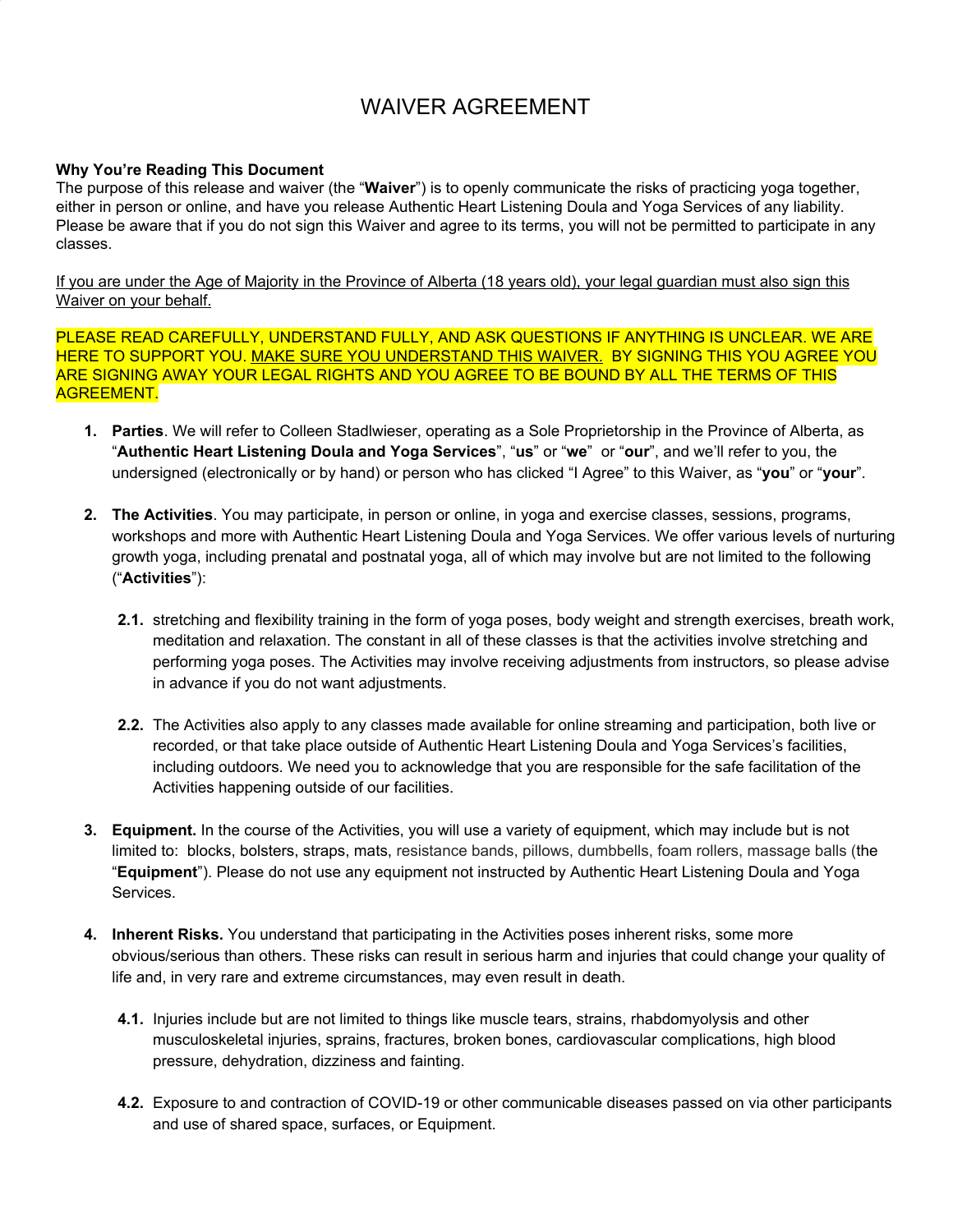# WAIVER AGREEMENT

**Why You're Reading This Document**

The purpose of this release and waiver (the "**Waiver**") is to openly communicate the risks of practicing yoga together, either in person or online, and have you release Authentic Heart Listening Doula and Yoga Services of any liability. Please be aware that if you do not sign this Waiver and agree to its terms, you will not be permitted to participate in any classes.

<u>If you are under the Age of Majority in the Province of Alberta (18 years old), your legal guardian must also sign this Waiver on your behalf.</u>

PLEASE READ CAREFULLY, UNDERSTAND FULLY, AND ASK QUESTIONS IF ANYTHING IS UNCLEAR. WE ARE HERE TO SUPPORT YOU. <u>MAKE SURE YOU UNDERSTAND THIS WAIVER.</u> BY SIGNING THIS YOU AGREE YOU ARE SIGNING AWAY YOUR LEGAL RIGHTS AND YOU AGREE TO BE BOUND BY ALL THE TERMS OF THIS AGREEMENT.

1. **Parties**. We will refer to Colleen Stadlwieser, operating as a Sole Proprietorship in the Province of Alberta, as "**Authentic Heart Listening Doula and Yoga Services**", "**us**" or "**we**" or "**our**", and we'll refer to you, the undersigned (electronically or by hand) or person who has clicked "I Agree" to this Waiver, as "**you**" or "**your**".

2. **The Activities**. You may participate, in person or online, in yoga and exercise classes, sessions, programs, workshops and more with Authentic Heart Listening Doula and Yoga Services. We offer various levels of nurturing growth yoga, including prenatal and postnatal yoga, all of which may involve but are not limited to the following ("**Activities**"):

   2.1. stretching and flexibility training in the form of yoga poses, body weight and strength exercises, breath work, meditation and relaxation. The constant in all of these classes is that the activities involve stretching and performing yoga poses. The Activities may involve receiving adjustments from instructors, so please advise in advance if you do not want adjustments.

   2.2. The Activities also apply to any classes made available for online streaming and participation, both live or recorded, or that take place outside of Authentic Heart Listening Doula and Yoga Services's facilities, including outdoors. We need you to acknowledge that you are responsible for the safe facilitation of the Activities happening outside of our facilities.

3. **Equipment.** In the course of the Activities, you will use a variety of equipment, which may include but is not limited to: blocks, bolsters, straps, mats, resistance bands, pillows, dumbbells, foam rollers, massage balls (the "**Equipment**"). Please do not use any equipment not instructed by Authentic Heart Listening Doula and Yoga Services.

4. **Inherent Risks.** You understand that participating in the Activities poses inherent risks, some more obvious/serious than others. These risks can result in serious harm and injuries that could change your quality of life and, in very rare and extreme circumstances, may even result in death.

   4.1. Injuries include but are not limited to things like muscle tears, strains, rhabdomyolysis and other musculoskeletal injuries, sprains, fractures, broken bones, cardiovascular complications, high blood pressure, dehydration, dizziness and fainting.

   4.2. Exposure to and contraction of COVID-19 or other communicable diseases passed on via other participants and use of shared space, surfaces, or Equipment.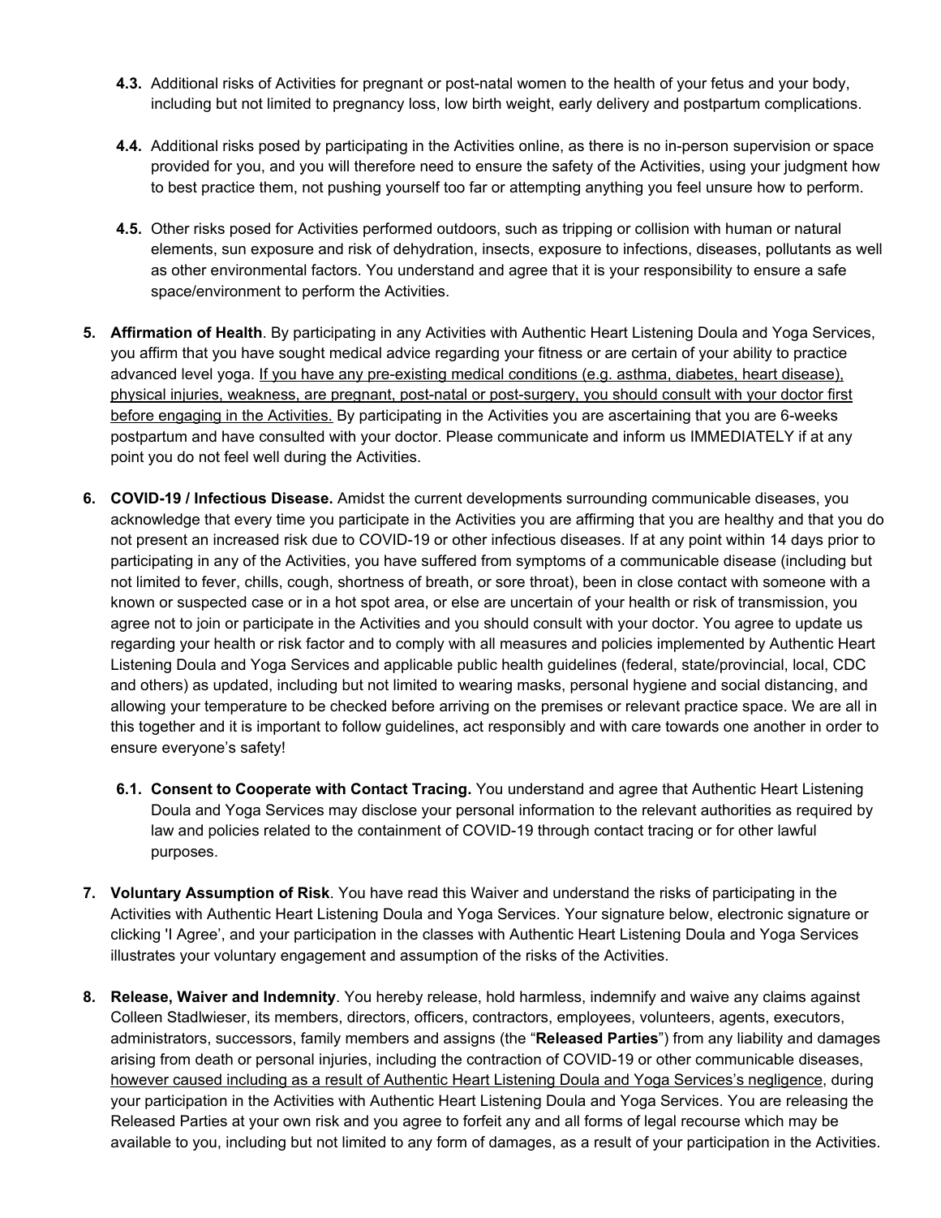**4.3.** Additional risks of Activities for pregnant or post-natal women to the health of your fetus and your body, including but not limited to pregnancy loss, low birth weight, early delivery and postpartum complications.

**4.4.** Additional risks posed by participating in the Activities online, as there is no in-person supervision or space provided for you, and you will therefore need to ensure the safety of the Activities, using your judgment how to best practice them, not pushing yourself too far or attempting anything you feel unsure how to perform.

**4.5.** Other risks posed for Activities performed outdoors, such as tripping or collision with human or natural elements, sun exposure and risk of dehydration, insects, exposure to infections, diseases, pollutants as well as other environmental factors. You understand and agree that it is your responsibility to ensure a safe space/environment to perform the Activities.

5. **Affirmation of Health**. By participating in any Activities with Authentic Heart Listening Doula and Yoga Services, you affirm that you have sought medical advice regarding your fitness or are certain of your ability to practice advanced level yoga. <u>If you have any pre-existing medical conditions (e.g. asthma, diabetes, heart disease), physical injuries, weakness, are pregnant, post-natal or post-surgery, you should consult with your doctor first before engaging in the Activities.</u> By participating in the Activities you are ascertaining that you are 6-weeks postpartum and have consulted with your doctor. Please communicate and inform us IMMEDIATELY if at any point you do not feel well during the Activities.

6. **COVID-19 / Infectious Disease.** Amidst the current developments surrounding communicable diseases, you acknowledge that every time you participate in the Activities you are affirming that you are healthy and that you do not present an increased risk due to COVID-19 or other infectious diseases. If at any point within 14 days prior to participating in any of the Activities, you have suffered from symptoms of a communicable disease (including but not limited to fever, chills, cough, shortness of breath, or sore throat), been in close contact with someone with a known or suspected case or in a hot spot area, or else are uncertain of your health or risk of transmission, you agree not to join or participate in the Activities and you should consult with your doctor. You agree to update us regarding your health or risk factor and to comply with all measures and policies implemented by Authentic Heart Listening Doula and Yoga Services and applicable public health guidelines (federal, state/provincial, local, CDC and others) as updated, including but not limited to wearing masks, personal hygiene and social distancing, and allowing your temperature to be checked before arriving on the premises or relevant practice space. We are all in this together and it is important to follow guidelines, act responsibly and with care towards one another in order to ensure everyone's safety!

   **6.1. Consent to Cooperate with Contact Tracing.** You understand and agree that Authentic Heart Listening Doula and Yoga Services may disclose your personal information to the relevant authorities as required by law and policies related to the containment of COVID-19 through contact tracing or for other lawful purposes.

7. **Voluntary Assumption of Risk**. You have read this Waiver and understand the risks of participating in the Activities with Authentic Heart Listening Doula and Yoga Services. Your signature below, electronic signature or clicking 'I Agree', and your participation in the classes with Authentic Heart Listening Doula and Yoga Services illustrates your voluntary engagement and assumption of the risks of the Activities.

8. **Release, Waiver and Indemnity**. You hereby release, hold harmless, indemnify and waive any claims against Colleen Stadlwieser, its members, directors, officers, contractors, employees, volunteers, agents, executors, administrators, successors, family members and assigns (the "**Released Parties**") from any liability and damages arising from death or personal injuries, including the contraction of COVID-19 or other communicable diseases, <u>however caused including as a result of Authentic Heart Listening Doula and Yoga Services's negligence</u>, during your participation in the Activities with Authentic Heart Listening Doula and Yoga Services. You are releasing the Released Parties at your own risk and you agree to forfeit any and all forms of legal recourse which may be available to you, including but not limited to any form of damages, as a result of your participation in the Activities.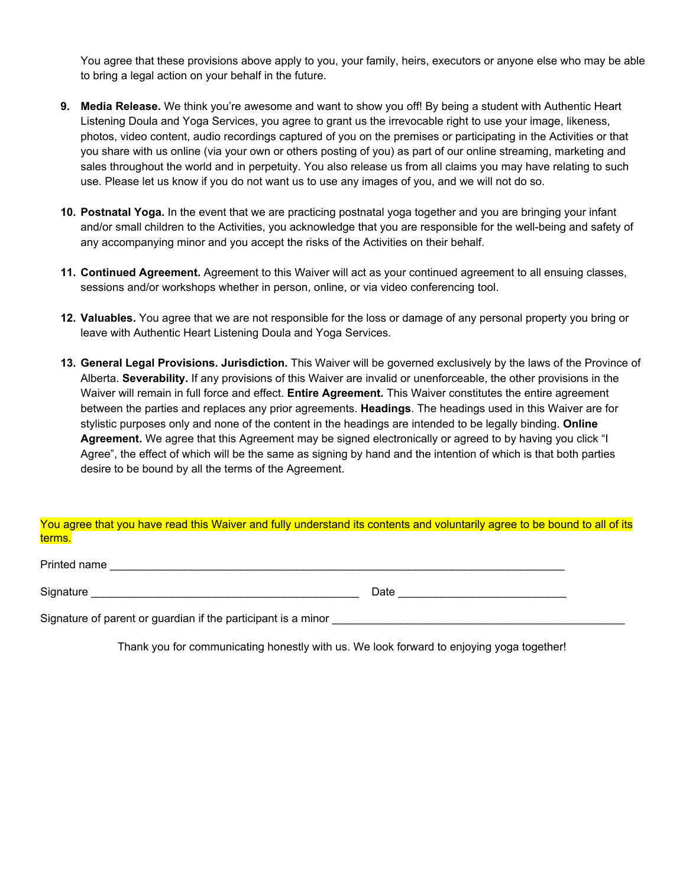You agree that these provisions above apply to you, your family, heirs, executors or anyone else who may be able to bring a legal action on your behalf in the future.

9. **Media Release.** We think you're awesome and want to show you off! By being a student with Authentic Heart Listening Doula and Yoga Services, you agree to grant us the irrevocable right to use your image, likeness, photos, video content, audio recordings captured of you on the premises or participating in the Activities or that you share with us online (via your own or others posting of you) as part of our online streaming, marketing and sales throughout the world and in perpetuity. You also release us from all claims you may have relating to such use. Please let us know if you do not want us to use any images of you, and we will not do so.

10. **Postnatal Yoga.** In the event that we are practicing postnatal yoga together and you are bringing your infant and/or small children to the Activities, you acknowledge that you are responsible for the well-being and safety of any accompanying minor and you accept the risks of the Activities on their behalf.

11. **Continued Agreement.** Agreement to this Waiver will act as your continued agreement to all ensuing classes, sessions and/or workshops whether in person, online, or via video conferencing tool.

12. **Valuables.** You agree that we are not responsible for the loss or damage of any personal property you bring or leave with Authentic Heart Listening Doula and Yoga Services.

13. **General Legal Provisions. Jurisdiction.** This Waiver will be governed exclusively by the laws of the Province of Alberta. **Severability.** If any provisions of this Waiver are invalid or unenforceable, the other provisions in the Waiver will remain in full force and effect. **Entire Agreement.** This Waiver constitutes the entire agreement between the parties and replaces any prior agreements. **Headings**. The headings used in this Waiver are for stylistic purposes only and none of the content in the headings are intended to be legally binding. **Online Agreement.** We agree that this Agreement may be signed electronically or agreed to by having you click "I Agree", the effect of which will be the same as signing by hand and the intention of which is that both parties desire to be bound by all the terms of the Agreement.

You agree that you have read this Waiver and fully understand its contents and voluntarily agree to be bound to all of its terms.

Printed name ___________________________________________________________________________

Signature ____________________________________________ Date ___________________________

Signature of parent or guardian if the participant is a minor _________________________________________________

Thank you for communicating honestly with us. We look forward to enjoying yoga together!